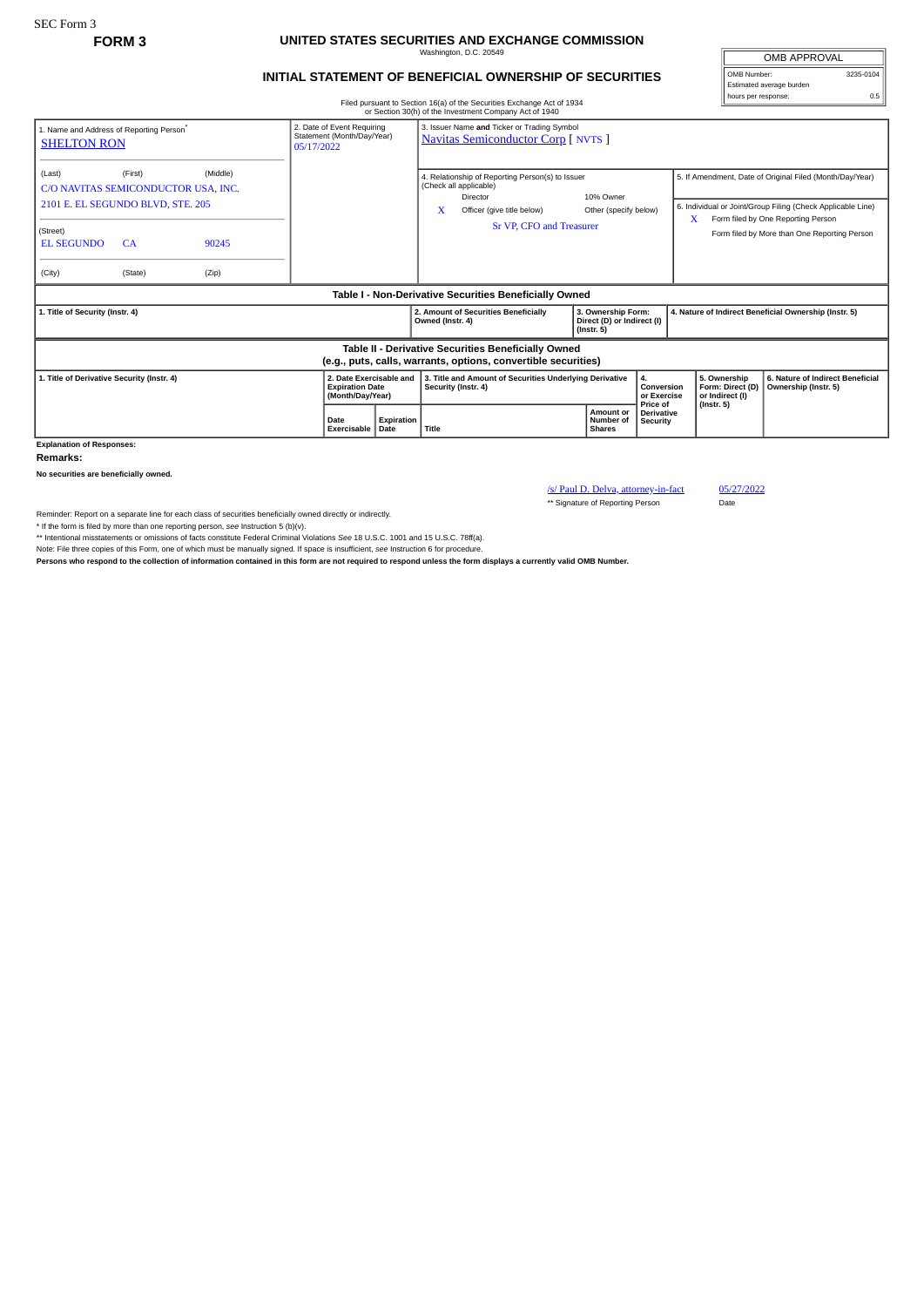SEC Form 3

**FORM 3**

# UNITED STATES SECURITIES AND EXCHANGE COMMISSION

Washington, D.C. 20549

## INITIAL STATEMENT OF BENEFICIAL OWNERSHIP OF SECURITIES

| OMB APPROVAL | |
|---|---|
| OMB Number: | 3235-0104 |
| Estimated average burden | |
| hours per response: | 0.5 |

Filed pursuant to Section 16(a) of the Securities Exchange Act of 1934 or Section 30(h) of the Investment Company Act of 1940

1. Name and Address of Reporting Person*
SHELTON RON

(Last) (First) (Middle)
C/O NAVITAS SEMICONDUCTOR USA, INC.
2101 E. EL SEGUNDO BLVD, STE. 205

(Street)
EL SEGUNDO CA 90245

(City) (State) (Zip)

2. Date of Event Requiring Statement (Month/Day/Year)
05/17/2022

3. Issuer Name and Ticker or Trading Symbol
Navitas Semiconductor Corp [ NVTS ]

4. Relationship of Reporting Person(s) to Issuer (Check all applicable)
Director
10% Owner
X Officer (give title below)
Other (specify below)
Sr VP, CFO and Treasurer

5. If Amendment, Date of Original Filed (Month/Day/Year)

6. Individual or Joint/Group Filing (Check Applicable Line)
X Form filed by One Reporting Person
Form filed by More than One Reporting Person

### Table I - Non-Derivative Securities Beneficially Owned

| 1. Title of Security (Instr. 4) | 2. Amount of Securities Beneficially Owned (Instr. 4) | 3. Ownership Form: Direct (D) or Indirect (I) (Instr. 5) | 4. Nature of Indirect Beneficial Ownership (Instr. 5) |
|---|---|---|---|

### Table II - Derivative Securities Beneficially Owned (e.g., puts, calls, warrants, options, convertible securities)

| 1. Title of Derivative Security (Instr. 4) | 2. Date Exercisable and Expiration Date (Month/Day/Year) | | 3. Title and Amount of Securities Underlying Derivative Security (Instr. 4) | | 4. Conversion or Exercise Price of Derivative Security | 5. Ownership Form: Direct (D) or Indirect (I) (Instr. 5) | 6. Nature of Indirect Beneficial Ownership (Instr. 5) |
|---|---|---|---|---|---|---|---|
| | Date Exercisable | Expiration Date | Title | Amount or Number of Shares | | | |

**Explanation of Responses:**

**Remarks:**

**No securities are beneficially owned.**

/s/ Paul D. Delva, attorney-in-fact — 05/27/2022

** Signature of Reporting Person — Date

Reminder: Report on a separate line for each class of securities beneficially owned directly or indirectly.

* If the form is filed by more than one reporting person, *see* Instruction 5 (b)(v).

** Intentional misstatements or omissions of facts constitute Federal Criminal Violations *See* 18 U.S.C. 1001 and 15 U.S.C. 78ff(a).

Note: File three copies of this Form, one of which must be manually signed. If space is insufficient, *see* Instruction 6 for procedure.

**Persons who respond to the collection of information contained in this form are not required to respond unless the form displays a currently valid OMB Number.**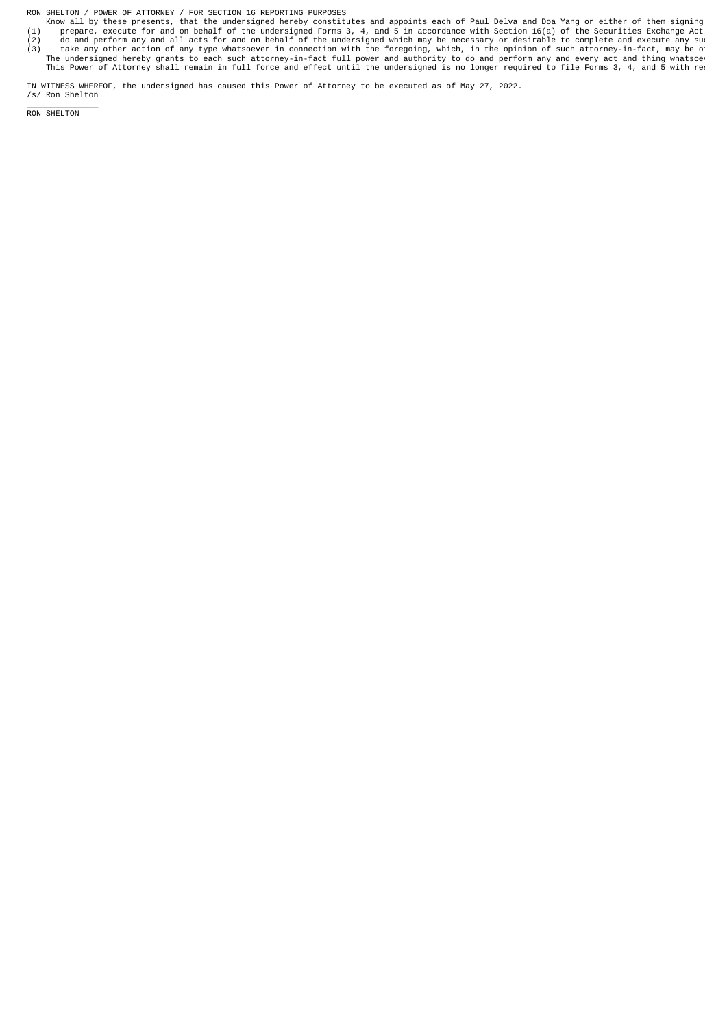RON SHELTON / POWER OF ATTORNEY / FOR SECTION 16 REPORTING PURPOSES

Know all by these presents, that the undersigned hereby constitutes and appoints each of Paul Delva and Doa Yang or either of them signing

(1) prepare, execute for and on behalf of the undersigned Forms 3, 4, and 5 in accordance with Section 16(a) of the Securities Exchange Act

(2) do and perform any and all acts for and on behalf of the undersigned which may be necessary or desirable to complete and execute any su

(3) take any other action of any type whatsoever in connection with the foregoing, which, in the opinion of such attorney-in-fact, may be o

The undersigned hereby grants to each such attorney-in-fact full power and authority to do and perform any and every act and thing whatsoe

This Power of Attorney shall remain in full force and effect until the undersigned is no longer required to file Forms 3, 4, and 5 with re

IN WITNESS WHEREOF, the undersigned has caused this Power of Attorney to be executed as of May 27, 2022.

/s/ Ron Shelton

RON SHELTON